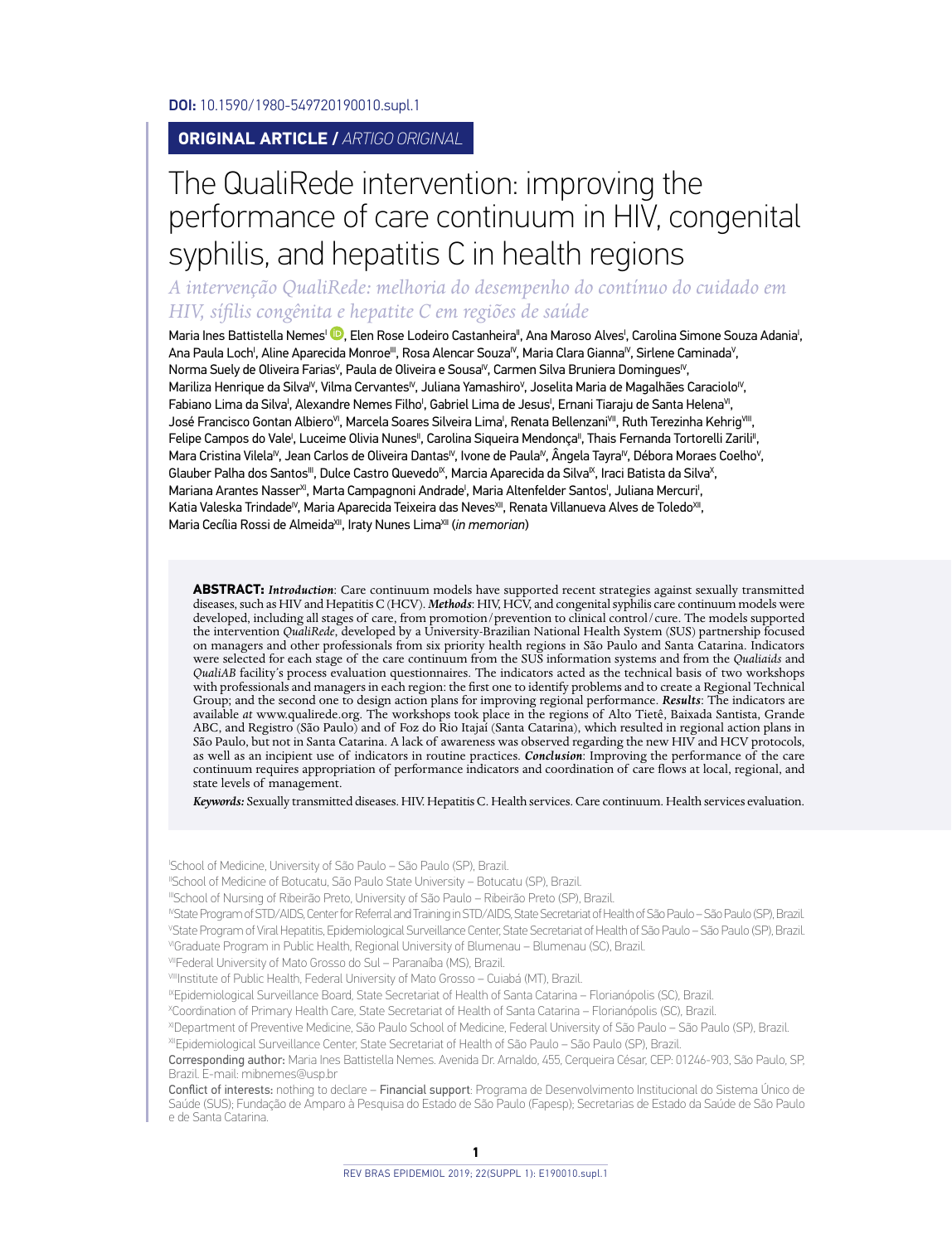**DOI:** 10.1590/1980-549720190010.supl.1

**ORIGINAL ARTICLE /** *ARTIGO ORIGINAL*

# The QualiRede intervention: improving the performance of care continuum in HIV, congenital syphilis, and hepatitis C in health regions

*A intervenção QualiRede: melhoria do desempenho do contínuo do cuidado em HIV, sífilis congênita e hepatite C em regiões de saúde*

Maria Ines Battistella Nemes[I], Elen Rose Lodeiro Castanheira[II], Ana Maroso Alves[I], Carolina Simone Souza Adania[I], Ana Paula Loch[I], Aline Aparecida Monroe[III], Rosa Alencar Souza[IV], Maria Clara Gianna[IV], Sirlene Caminada[V], Norma Suely de Oliveira Farias[V], Paula de Oliveira e Sousa[IV], Carmen Silva Bruniera Domingues[IV], Mariliza Henrique da Silva[IV], Vilma Cervantes[IV], Juliana Yamashiro[V], Joselita Maria de Magalhães Caraciolo[IV], Fabiano Lima da Silva[I], Alexandre Nemes Filho[I], Gabriel Lima de Jesus[I], Ernani Tiaraju de Santa Helena[VI], José Francisco Gontan Albiero[VI], Marcela Soares Silveira Lima[I], Renata Bellenzani[VII], Ruth Terezinha Kehrig[VIII], Felipe Campos do Vale[I], Luceime Olivia Nunes[II], Carolina Siqueira Mendonça[II], Thais Fernanda Tortorelli Zarili[II], Mara Cristina Vilela[IV], Jean Carlos de Oliveira Dantas[IV], Ivone de Paula[IV], Ângela Tayra[IV], Débora Moraes Coelho[V], Glauber Palha dos Santos[III], Dulce Castro Quevedo[IX], Marcia Aparecida da Silva[IX], Iraci Batista da Silva[X], Mariana Arantes Nasser[XI], Marta Campagnoni Andrade[I], Maria Altenfelder Santos[I], Juliana Mercuri[I], Katia Valeska Trindade[IV], Maria Aparecida Teixeira das Neves[XII], Renata Villanueva Alves de Toledo[XII], Maria Cecília Rossi de Almeida[XII], Iraty Nunes Lima[XII] (*in memorian*)

**ABSTRACT:** ***Introduction***: Care continuum models have supported recent strategies against sexually transmitted diseases, such as HIV and Hepatitis C (HCV). ***Methods***: HIV, HCV, and congenital syphilis care continuum models were developed, including all stages of care, from promotion/prevention to clinical control/cure. The models supported the intervention *QualiRede*, developed by a University-Brazilian National Health System (SUS) partnership focused on managers and other professionals from six priority health regions in São Paulo and Santa Catarina. Indicators were selected for each stage of the care continuum from the SUS information systems and from the *Qualiaids* and *QualiAB* facility's process evaluation questionnaires. The indicators acted as the technical basis of two workshops with professionals and managers in each region: the first one to identify problems and to create a Regional Technical Group; and the second one to design action plans for improving regional performance. ***Results***: The indicators are available *at* www.qualirede.org. The workshops took place in the regions of Alto Tietê, Baixada Santista, Grande ABC, and Registro (São Paulo) and of Foz do Rio Itajaí (Santa Catarina), which resulted in regional action plans in São Paulo, but not in Santa Catarina. A lack of awareness was observed regarding the new HIV and HCV protocols, as well as an incipient use of indicators in routine practices. ***Conclusion***: Improving the performance of the care continuum requires appropriation of performance indicators and coordination of care flows at local, regional, and state levels of management.

***Keywords:*** Sexually transmitted diseases. HIV. Hepatitis C. Health services. Care continuum. Health services evaluation.

[I]School of Medicine, University of São Paulo – São Paulo (SP), Brazil.
[II]School of Medicine of Botucatu, São Paulo State University – Botucatu (SP), Brazil.
[III]School of Nursing of Ribeirão Preto, University of São Paulo – Ribeirão Preto (SP), Brazil.
[IV]State Program of STD/AIDS, Center for Referral and Training in STD/AIDS, State Secretariat of Health of São Paulo – São Paulo (SP), Brazil.
[V]State Program of Viral Hepatitis, Epidemiological Surveillance Center, State Secretariat of Health of São Paulo – São Paulo (SP), Brazil.
[VI]Graduate Program in Public Health, Regional University of Blumenau – Blumenau (SC), Brazil.
[VII]Federal University of Mato Grosso do Sul – Paranaíba (MS), Brazil.
[VIII]Institute of Public Health, Federal University of Mato Grosso – Cuiabá (MT), Brazil.
[IX]Epidemiological Surveillance Board, State Secretariat of Health of Santa Catarina – Florianópolis (SC), Brazil.
[X]Coordination of Primary Health Care, State Secretariat of Health of Santa Catarina – Florianópolis (SC), Brazil.
[XI]Department of Preventive Medicine, São Paulo School of Medicine, Federal University of São Paulo – São Paulo (SP), Brazil.
[XII]Epidemiological Surveillance Center, State Secretariat of Health of São Paulo – São Paulo (SP), Brazil.

Corresponding author: Maria Ines Battistella Nemes. Avenida Dr. Arnaldo, 455, Cerqueira César, CEP: 01246-903, São Paulo, SP, Brazil. E-mail: mibnemes@usp.br

Conflict of interests: nothing to declare – Financial support: Programa de Desenvolvimento Institucional do Sistema Único de Saúde (SUS); Fundação de Amparo à Pesquisa do Estado de São Paulo (Fapesp); Secretarias de Estado da Saúde de São Paulo e de Santa Catarina.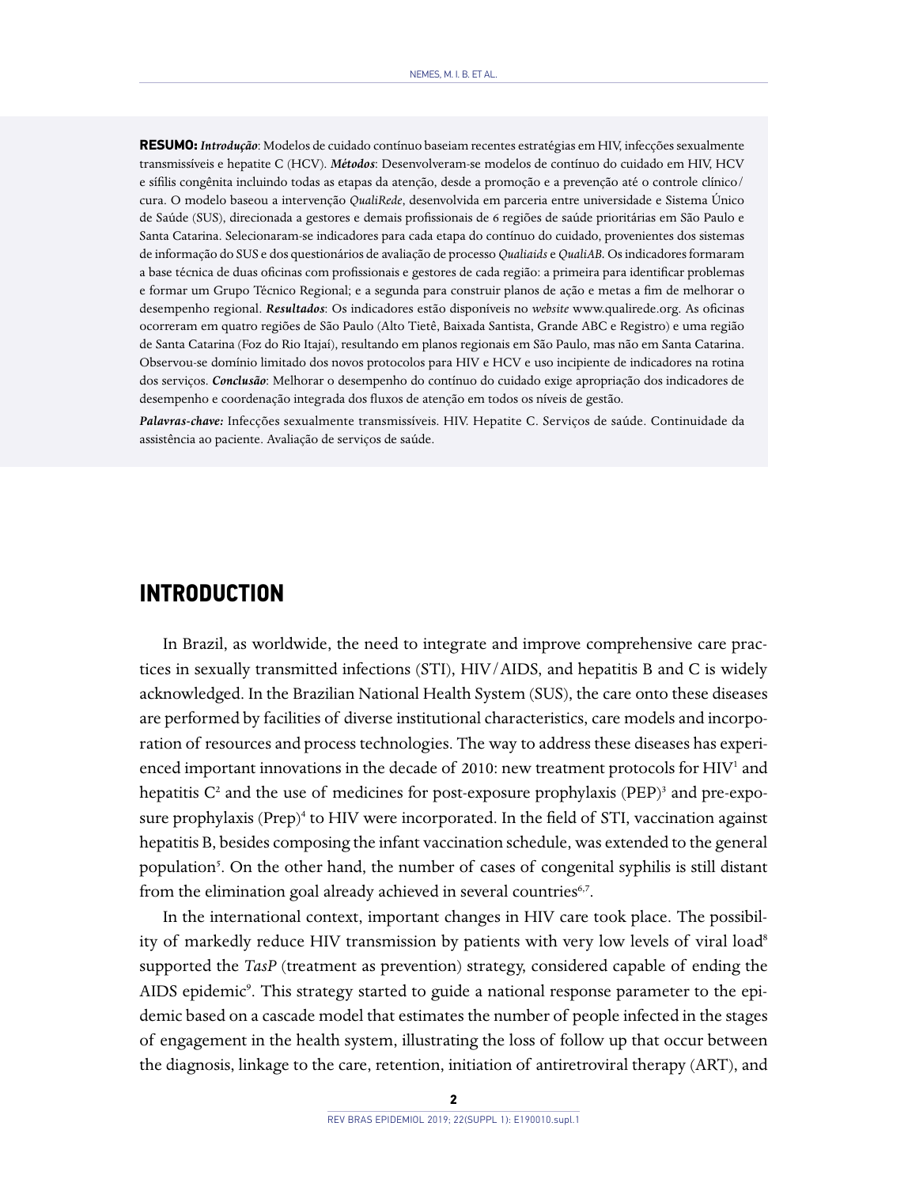**RESUMO:** ***Introdução***: Modelos de cuidado contínuo baseiam recentes estratégias em HIV, infecções sexualmente transmissíveis e hepatite C (HCV). ***Métodos***: Desenvolveram-se modelos de contínuo do cuidado em HIV, HCV e sífilis congênita incluindo todas as etapas da atenção, desde a promoção e a prevenção até o controle clínico/cura. O modelo baseou a intervenção *QualiRede*, desenvolvida em parceria entre universidade e Sistema Único de Saúde (SUS), direcionada a gestores e demais profissionais de 6 regiões de saúde prioritárias em São Paulo e Santa Catarina. Selecionaram-se indicadores para cada etapa do contínuo do cuidado, provenientes dos sistemas de informação do SUS e dos questionários de avaliação de processo *Qualiaids* e *QualiAB*. Os indicadores formaram a base técnica de duas oficinas com profissionais e gestores de cada região: a primeira para identificar problemas e formar um Grupo Técnico Regional; e a segunda para construir planos de ação e metas a fim de melhorar o desempenho regional. ***Resultados***: Os indicadores estão disponíveis no *website* www.qualirede.org. As oficinas ocorreram em quatro regiões de São Paulo (Alto Tietê, Baixada Santista, Grande ABC e Registro) e uma região de Santa Catarina (Foz do Rio Itajaí), resultando em planos regionais em São Paulo, mas não em Santa Catarina. Observou-se domínio limitado dos novos protocolos para HIV e HCV e uso incipiente de indicadores na rotina dos serviços. ***Conclusão***: Melhorar o desempenho do contínuo do cuidado exige apropriação dos indicadores de desempenho e coordenação integrada dos fluxos de atenção em todos os níveis de gestão.

***Palavras-chave:*** Infecções sexualmente transmissíveis. HIV. Hepatite C. Serviços de saúde. Continuidade da assistência ao paciente. Avaliação de serviços de saúde.

## INTRODUCTION

In Brazil, as worldwide, the need to integrate and improve comprehensive care practices in sexually transmitted infections (STI), HIV/AIDS, and hepatitis B and C is widely acknowledged. In the Brazilian National Health System (SUS), the care onto these diseases are performed by facilities of diverse institutional characteristics, care models and incorporation of resources and process technologies. The way to address these diseases has experienced important innovations in the decade of 2010: new treatment protocols for HIV[1] and hepatitis C[2] and the use of medicines for post-exposure prophylaxis (PEP)[3] and pre-exposure prophylaxis (Prep)[4] to HIV were incorporated. In the field of STI, vaccination against hepatitis B, besides composing the infant vaccination schedule, was extended to the general population[5]. On the other hand, the number of cases of congenital syphilis is still distant from the elimination goal already achieved in several countries[6,7].

In the international context, important changes in HIV care took place. The possibility of markedly reduce HIV transmission by patients with very low levels of viral load[8] supported the *TasP* (treatment as prevention) strategy, considered capable of ending the AIDS epidemic[9]. This strategy started to guide a national response parameter to the epidemic based on a cascade model that estimates the number of people infected in the stages of engagement in the health system, illustrating the loss of follow up that occur between the diagnosis, linkage to the care, retention, initiation of antiretroviral therapy (ART), and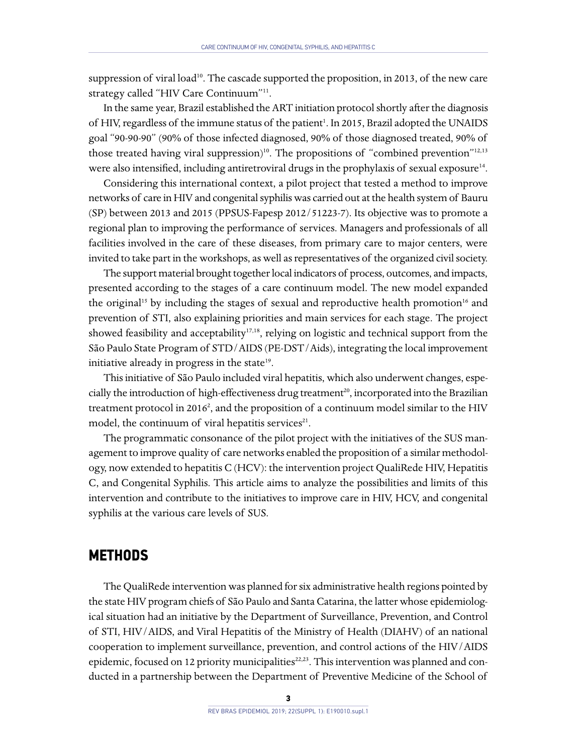suppression of viral load[10]. The cascade supported the proposition, in 2013, of the new care strategy called "HIV Care Continuum"[11].

In the same year, Brazil established the ART initiation protocol shortly after the diagnosis of HIV, regardless of the immune status of the patient[1]. In 2015, Brazil adopted the UNAIDS goal "90-90-90" (90% of those infected diagnosed, 90% of those diagnosed treated, 90% of those treated having viral suppression)[10]. The propositions of "combined prevention"[12,13] were also intensified, including antiretroviral drugs in the prophylaxis of sexual exposure[14].

Considering this international context, a pilot project that tested a method to improve networks of care in HIV and congenital syphilis was carried out at the health system of Bauru (SP) between 2013 and 2015 (PPSUS-Fapesp 2012/51223-7). Its objective was to promote a regional plan to improving the performance of services. Managers and professionals of all facilities involved in the care of these diseases, from primary care to major centers, were invited to take part in the workshops, as well as representatives of the organized civil society.

The support material brought together local indicators of process, outcomes, and impacts, presented according to the stages of a care continuum model. The new model expanded the original[15] by including the stages of sexual and reproductive health promotion[16] and prevention of STI, also explaining priorities and main services for each stage. The project showed feasibility and acceptability[17,18], relying on logistic and technical support from the São Paulo State Program of STD/AIDS (PE-DST/Aids), integrating the local improvement initiative already in progress in the state[19].

This initiative of São Paulo included viral hepatitis, which also underwent changes, especially the introduction of high-effectiveness drug treatment[20], incorporated into the Brazilian treatment protocol in 2016[2], and the proposition of a continuum model similar to the HIV model, the continuum of viral hepatitis services[21].

The programmatic consonance of the pilot project with the initiatives of the SUS management to improve quality of care networks enabled the proposition of a similar methodology, now extended to hepatitis C (HCV): the intervention project QualiRede HIV, Hepatitis C, and Congenital Syphilis. This article aims to analyze the possibilities and limits of this intervention and contribute to the initiatives to improve care in HIV, HCV, and congenital syphilis at the various care levels of SUS.

## METHODS

The QualiRede intervention was planned for six administrative health regions pointed by the state HIV program chiefs of São Paulo and Santa Catarina, the latter whose epidemiological situation had an initiative by the Department of Surveillance, Prevention, and Control of STI, HIV/AIDS, and Viral Hepatitis of the Ministry of Health (DIAHV) of an national cooperation to implement surveillance, prevention, and control actions of the HIV/AIDS epidemic, focused on 12 priority municipalities[22,23]. This intervention was planned and conducted in a partnership between the Department of Preventive Medicine of the School of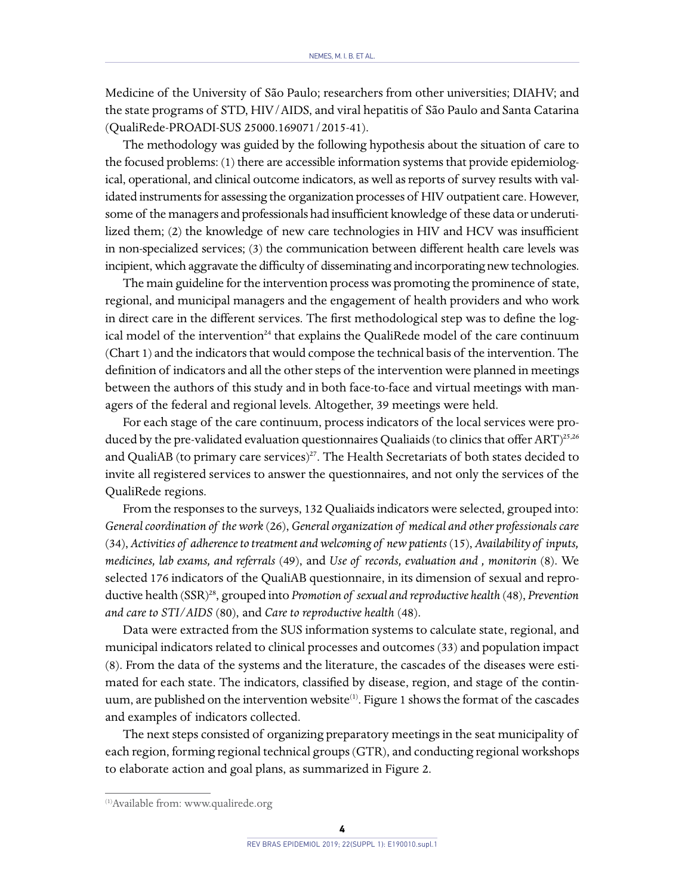Medicine of the University of São Paulo; researchers from other universities; DIAHV; and the state programs of STD, HIV/AIDS, and viral hepatitis of São Paulo and Santa Catarina (QualiRede-PROADI-SUS 25000.169071/2015-41).

The methodology was guided by the following hypothesis about the situation of care to the focused problems: (1) there are accessible information systems that provide epidemiological, operational, and clinical outcome indicators, as well as reports of survey results with validated instruments for assessing the organization processes of HIV outpatient care. However, some of the managers and professionals had insufficient knowledge of these data or underutilized them; (2) the knowledge of new care technologies in HIV and HCV was insufficient in non-specialized services; (3) the communication between different health care levels was incipient, which aggravate the difficulty of disseminating and incorporating new technologies.

The main guideline for the intervention process was promoting the prominence of state, regional, and municipal managers and the engagement of health providers and who work in direct care in the different services. The first methodological step was to define the logical model of the intervention[24] that explains the QualiRede model of the care continuum (Chart 1) and the indicators that would compose the technical basis of the intervention. The definition of indicators and all the other steps of the intervention were planned in meetings between the authors of this study and in both face-to-face and virtual meetings with managers of the federal and regional levels. Altogether, 39 meetings were held.

For each stage of the care continuum, process indicators of the local services were produced by the pre-validated evaluation questionnaires Qualiaids (to clinics that offer ART)[25,26] and QualiAB (to primary care services)[27]. The Health Secretariats of both states decided to invite all registered services to answer the questionnaires, and not only the services of the QualiRede regions.

From the responses to the surveys, 132 Qualiaids indicators were selected, grouped into: *General coordination of the work* (26), *General organization of medical and other professionals care* (34), *Activities of adherence to treatment and welcoming of new patients* (15), *Availability of inputs, medicines, lab exams, and referrals* (49), and *Use of records, evaluation and , monitorin* (8). We selected 176 indicators of the QualiAB questionnaire, in its dimension of sexual and reproductive health (SSR)[28], grouped into *Promotion of sexual and reproductive health* (48), *Prevention and care to STI/AIDS* (80), and *Care to reproductive health* (48).

Data were extracted from the SUS information systems to calculate state, regional, and municipal indicators related to clinical processes and outcomes (33) and population impact (8). From the data of the systems and the literature, the cascades of the diseases were estimated for each state. The indicators, classified by disease, region, and stage of the continuum, are published on the intervention website[(1)]. Figure 1 shows the format of the cascades and examples of indicators collected.

The next steps consisted of organizing preparatory meetings in the seat municipality of each region, forming regional technical groups (GTR), and conducting regional workshops to elaborate action and goal plans, as summarized in Figure 2.

---

[(1)]Available from: www.qualirede.org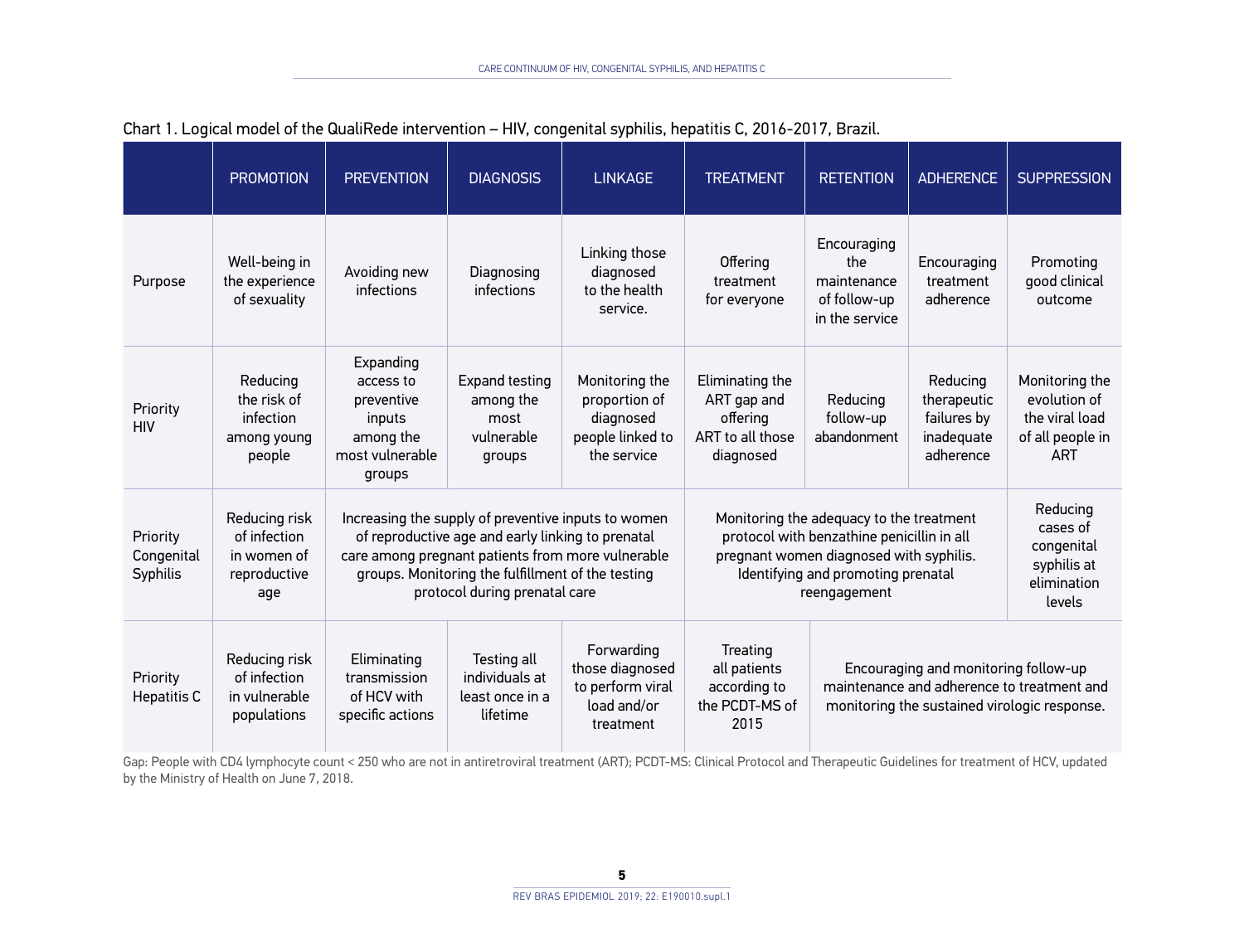Chart 1. Logical model of the QualiRede intervention – HIV, congenital syphilis, hepatitis C, 2016-2017, Brazil.

| | PROMOTION | PREVENTION | DIAGNOSIS | LINKAGE | TREATMENT | RETENTION | ADHERENCE | SUPPRESSION |
|---|---|---|---|---|---|---|---|---|
| Purpose | Well-being in the experience of sexuality | Avoiding new infections | Diagnosing infections | Linking those diagnosed to the health service. | Offering treatment for everyone | Encouraging the maintenance of follow-up in the service | Encouraging treatment adherence | Promoting good clinical outcome |
| Priority HIV | Reducing the risk of infection among young people | Expanding access to preventive inputs among the most vulnerable groups | Expand testing among the most vulnerable groups | Monitoring the proportion of diagnosed people linked to the service | Eliminating the ART gap and offering ART to all those diagnosed | Reducing follow-up abandonment | Reducing therapeutic failures by inadequate adherence | Monitoring the evolution of the viral load of all people in ART |
| Priority Congenital Syphilis | Reducing risk of infection in women of reproductive age | Increasing the supply of preventive inputs to women of reproductive age and early linking to prenatal care among pregnant patients from more vulnerable groups. Monitoring the fulfillment of the testing protocol during prenatal care | | | Monitoring the adequacy to the treatment protocol with benzathine penicillin in all pregnant women diagnosed with syphilis. Identifying and promoting prenatal reengagement | | | Reducing cases of congenital syphilis at elimination levels |
| Priority Hepatitis C | Reducing risk of infection in vulnerable populations | Eliminating transmission of HCV with specific actions | Testing all individuals at least once in a lifetime | Forwarding those diagnosed to perform viral load and/or treatment | Treating all patients according to the PCDT-MS of 2015 | Encouraging and monitoring follow-up maintenance and adherence to treatment and monitoring the sustained virologic response. | | |

Gap: People with CD4 lymphocyte count < 250 who are not in antiretroviral treatment (ART); PCDT-MS: Clinical Protocol and Therapeutic Guidelines for treatment of HCV, updated by the Ministry of Health on June 7, 2018.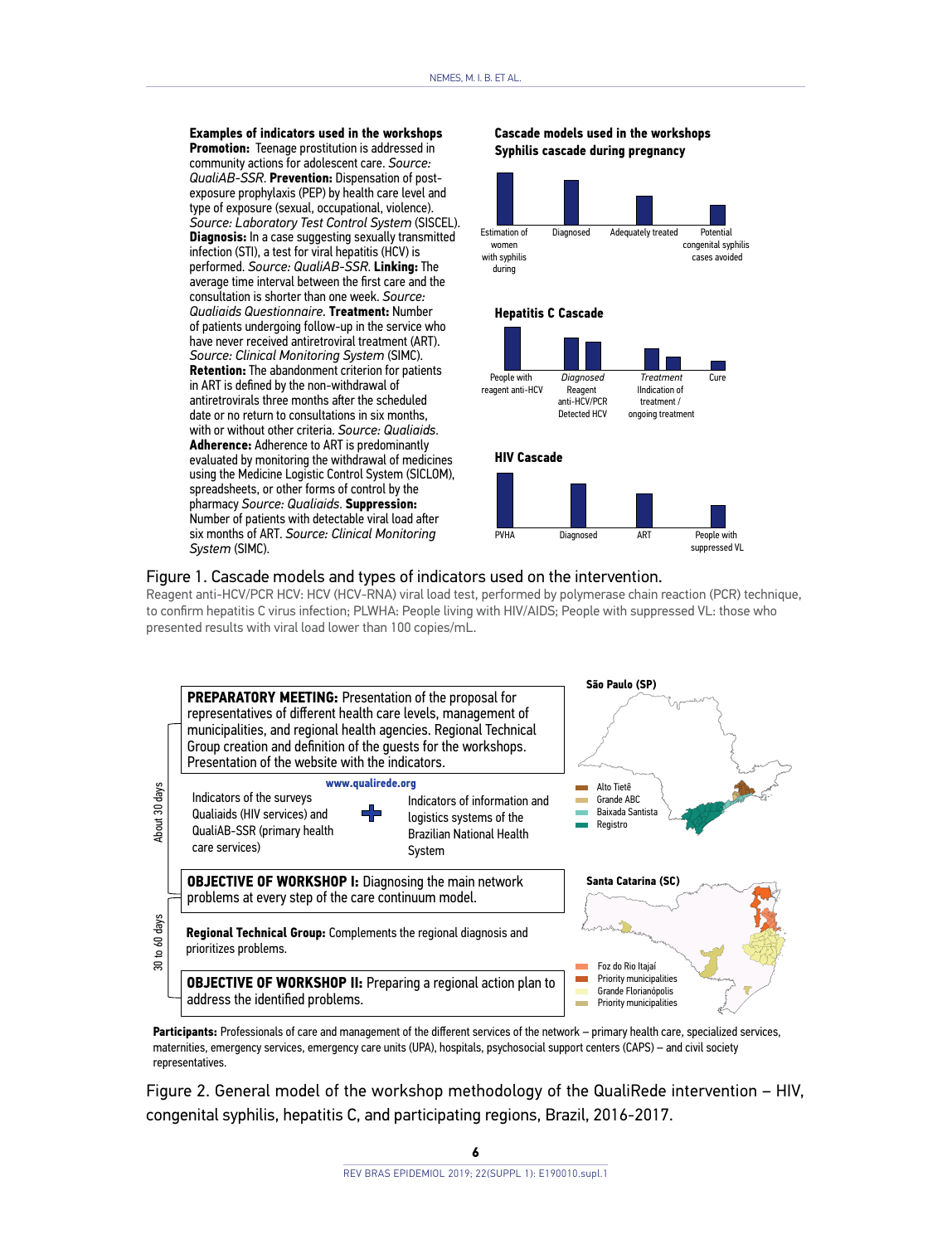**Examples of indicators used in the workshops**

**Promotion:** Teenage prostitution is addressed in community actions for adolescent care. *Source: QualiAB-SSR.* **Prevention:** Dispensation of post-exposure prophylaxis (PEP) by health care level and type of exposure (sexual, occupational, violence). *Source: Laboratory Test Control System* (SISCEL). **Diagnosis:** In a case suggesting sexually transmitted infection (STI), a test for viral hepatitis (HCV) is performed. *Source: QualiAB-SSR.* **Linking:** The average time interval between the first care and the consultation is shorter than one week. *Source: Qualiaids Questionnaire.* **Treatment:** Number of patients undergoing follow-up in the service who have never received antiretroviral treatment (ART). *Source: Clinical Monitoring System* (SIMC). **Retention:** The abandonment criterion for patients in ART is defined by the non-withdrawal of antiretrovirals three months after the scheduled date or no return to consultations in six months, with or without other criteria. *Source: Qualiaids.* **Adherence:** Adherence to ART is predominantly evaluated by monitoring the withdrawal of medicines using the Medicine Logistic Control System (SICLOM), spreadsheets, or other forms of control by the pharmacy *Source: Qualiaids.* **Suppression:** Number of patients with detectable viral load after six months of ART. *Source: Clinical Monitoring System* (SIMC).

**Cascade models used in the workshops**

**Syphilis cascade during pregnancy**

Estimation of women with syphilis during | Diagnosed | Adequately treated | Potential congenital syphilis cases avoided

**Hepatitis C Cascade**

People with reagent anti-HCV | *Diagnosed* Reagent anti-HCV/PCR Detected HCV | *Treatment* Indication of treatment / ongoing treatment | Cure

**HIV Cascade**

PVHA | Diagnosed | ART | People with suppressed VL

Figure 1. Cascade models and types of indicators used on the intervention.

Reagent anti-HCV/PCR HCV: HCV (HCV-RNA) viral load test, performed by polymerase chain reaction (PCR) technique, to confirm hepatitis C virus infection; PLWHA: People living with HIV/AIDS; People with suppressed VL: those who presented results with viral load lower than 100 copies/mL.

*About 30 days*

**PREPARATORY MEETING:** Presentation of the proposal for representatives of different health care levels, management of municipalities, and regional health agencies. Regional Technical Group creation and definition of the guests for the workshops. Presentation of the website with the indicators.

www.qualirede.org

Indicators of the surveys Qualiaids (HIV services) and QualiAB-SSR (primary health care services) + Indicators of information and logistics systems of the Brazilian National Health System

**OBJECTIVE OF WORKSHOP I:** Diagnosing the main network problems at every step of the care continuum model.

*30 to 60 days*

**Regional Technical Group:** Complements the regional diagnosis and prioritizes problems.

**OBJECTIVE OF WORKSHOP II:** Preparing a regional action plan to address the identified problems.

**São Paulo (SP)**: Alto Tietê; Grande ABC; Baixada Santista; Registro

**Santa Catarina (SC)**: Foz do Rio Itajaí; Priority municipalities; Grande Florianópolis; Priority municipalities

**Participants:** Professionals of care and management of the different services of the network – primary health care, specialized services, maternities, emergency services, emergency care units (UPA), hospitals, psychosocial support centers (CAPS) – and civil society representatives.

Figure 2. General model of the workshop methodology of the QualiRede intervention – HIV, congenital syphilis, hepatitis C, and participating regions, Brazil, 2016-2017.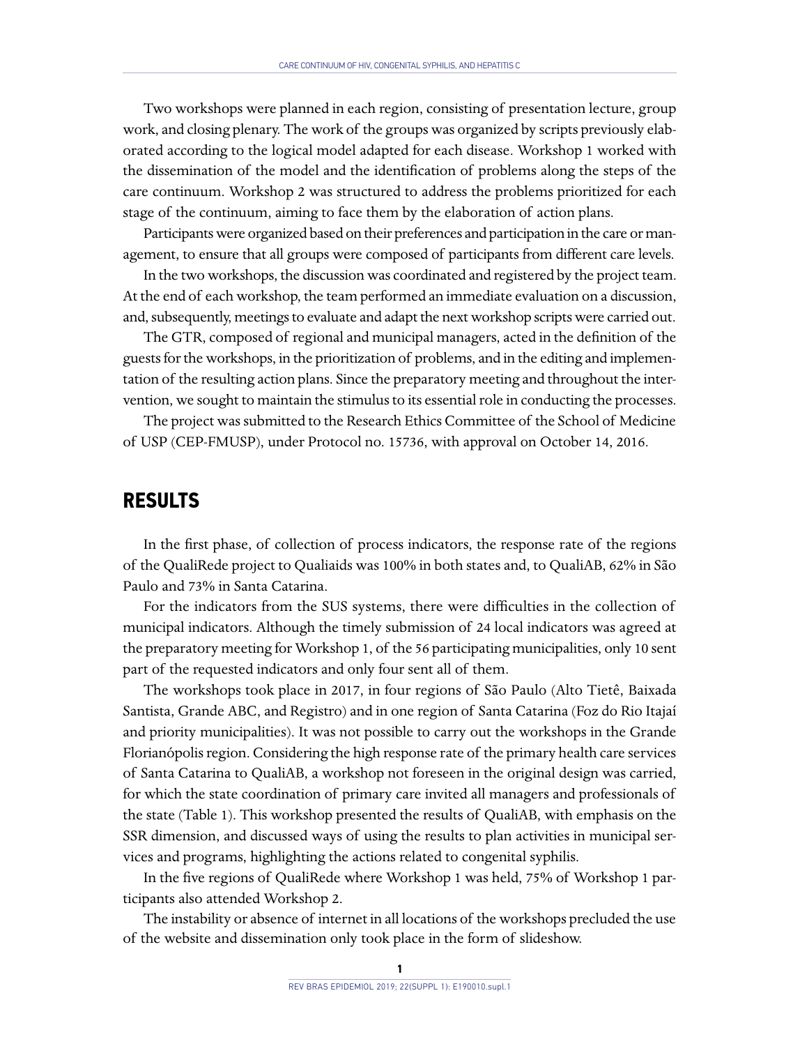Two workshops were planned in each region, consisting of presentation lecture, group work, and closing plenary. The work of the groups was organized by scripts previously elaborated according to the logical model adapted for each disease. Workshop 1 worked with the dissemination of the model and the identification of problems along the steps of the care continuum. Workshop 2 was structured to address the problems prioritized for each stage of the continuum, aiming to face them by the elaboration of action plans.

Participants were organized based on their preferences and participation in the care or management, to ensure that all groups were composed of participants from different care levels.

In the two workshops, the discussion was coordinated and registered by the project team. At the end of each workshop, the team performed an immediate evaluation on a discussion, and, subsequently, meetings to evaluate and adapt the next workshop scripts were carried out.

The GTR, composed of regional and municipal managers, acted in the definition of the guests for the workshops, in the prioritization of problems, and in the editing and implementation of the resulting action plans. Since the preparatory meeting and throughout the intervention, we sought to maintain the stimulus to its essential role in conducting the processes.

The project was submitted to the Research Ethics Committee of the School of Medicine of USP (CEP-FMUSP), under Protocol no. 15736, with approval on October 14, 2016.

## RESULTS

In the first phase, of collection of process indicators, the response rate of the regions of the QualiRede project to Qualiaids was 100% in both states and, to QualiAB, 62% in São Paulo and 73% in Santa Catarina.

For the indicators from the SUS systems, there were difficulties in the collection of municipal indicators. Although the timely submission of 24 local indicators was agreed at the preparatory meeting for Workshop 1, of the 56 participating municipalities, only 10 sent part of the requested indicators and only four sent all of them.

The workshops took place in 2017, in four regions of São Paulo (Alto Tietê, Baixada Santista, Grande ABC, and Registro) and in one region of Santa Catarina (Foz do Rio Itajaí and priority municipalities). It was not possible to carry out the workshops in the Grande Florianópolis region. Considering the high response rate of the primary health care services of Santa Catarina to QualiAB, a workshop not foreseen in the original design was carried, for which the state coordination of primary care invited all managers and professionals of the state (Table 1). This workshop presented the results of QualiAB, with emphasis on the SSR dimension, and discussed ways of using the results to plan activities in municipal services and programs, highlighting the actions related to congenital syphilis.

In the five regions of QualiRede where Workshop 1 was held, 75% of Workshop 1 participants also attended Workshop 2.

The instability or absence of internet in all locations of the workshops precluded the use of the website and dissemination only took place in the form of slideshow.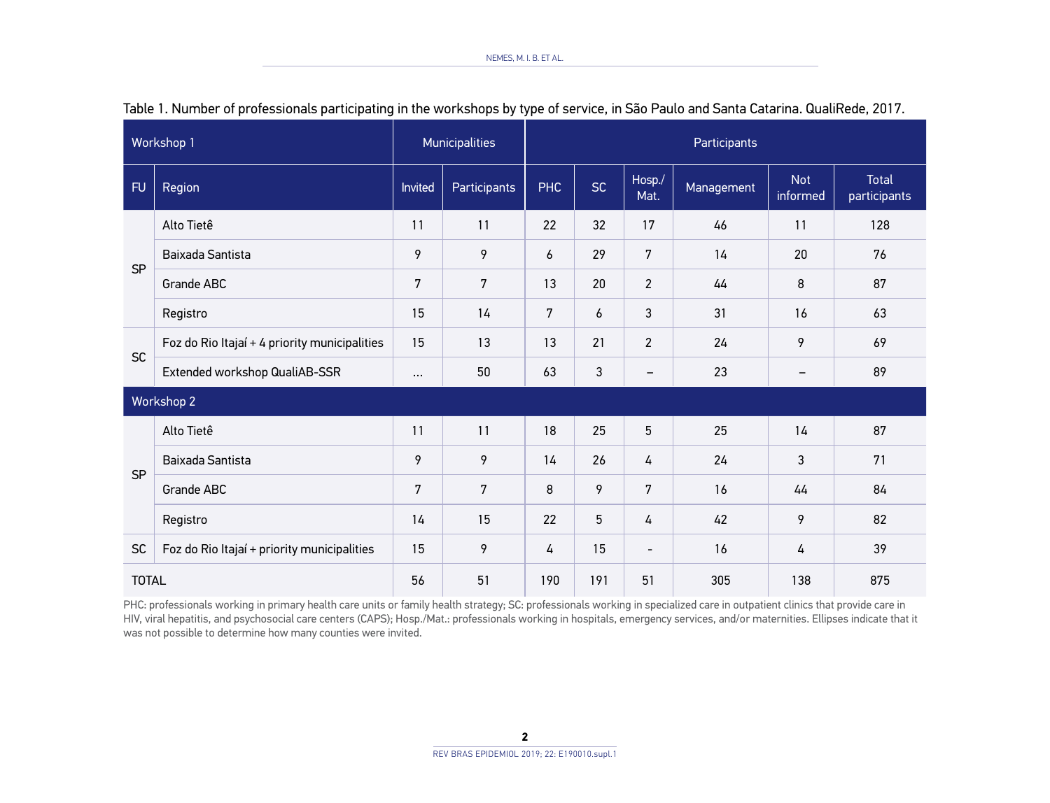Table 1. Number of professionals participating in the workshops by type of service, in São Paulo and Santa Catarina. QualiRede, 2017.

| Workshop 1 | | Municipalities | | Participants | | | | | |
|---|---|---|---|---|---|---|---|---|---|
| FU | Region | Invited | Participants | PHC | SC | Hosp./ Mat. | Management | Not informed | Total participants |
| SP | Alto Tietê | 11 | 11 | 22 | 32 | 17 | 46 | 11 | 128 |
| | Baixada Santista | 9 | 9 | 6 | 29 | 7 | 14 | 20 | 76 |
| | Grande ABC | 7 | 7 | 13 | 20 | 2 | 44 | 8 | 87 |
| | Registro | 15 | 14 | 7 | 6 | 3 | 31 | 16 | 63 |
| SC | Foz do Rio Itajaí + 4 priority municipalities | 15 | 13 | 13 | 21 | 2 | 24 | 9 | 69 |
| | Extended workshop QualiAB-SSR | ... | 50 | 63 | 3 | – | 23 | – | 89 |
| Workshop 2 | | | | | | | | | |
| SP | Alto Tietê | 11 | 11 | 18 | 25 | 5 | 25 | 14 | 87 |
| | Baixada Santista | 9 | 9 | 14 | 26 | 4 | 24 | 3 | 71 |
| | Grande ABC | 7 | 7 | 8 | 9 | 7 | 16 | 44 | 84 |
| | Registro | 14 | 15 | 22 | 5 | 4 | 42 | 9 | 82 |
| SC | Foz do Rio Itajaí + priority municipalities | 15 | 9 | 4 | 15 | - | 16 | 4 | 39 |
| TOTAL | | 56 | 51 | 190 | 191 | 51 | 305 | 138 | 875 |

PHC: professionals working in primary health care units or family health strategy; SC: professionals working in specialized care in outpatient clinics that provide care in HIV, viral hepatitis, and psychosocial care centers (CAPS); Hosp./Mat.: professionals working in hospitals, emergency services, and/or maternities. Ellipses indicate that it was not possible to determine how many counties were invited.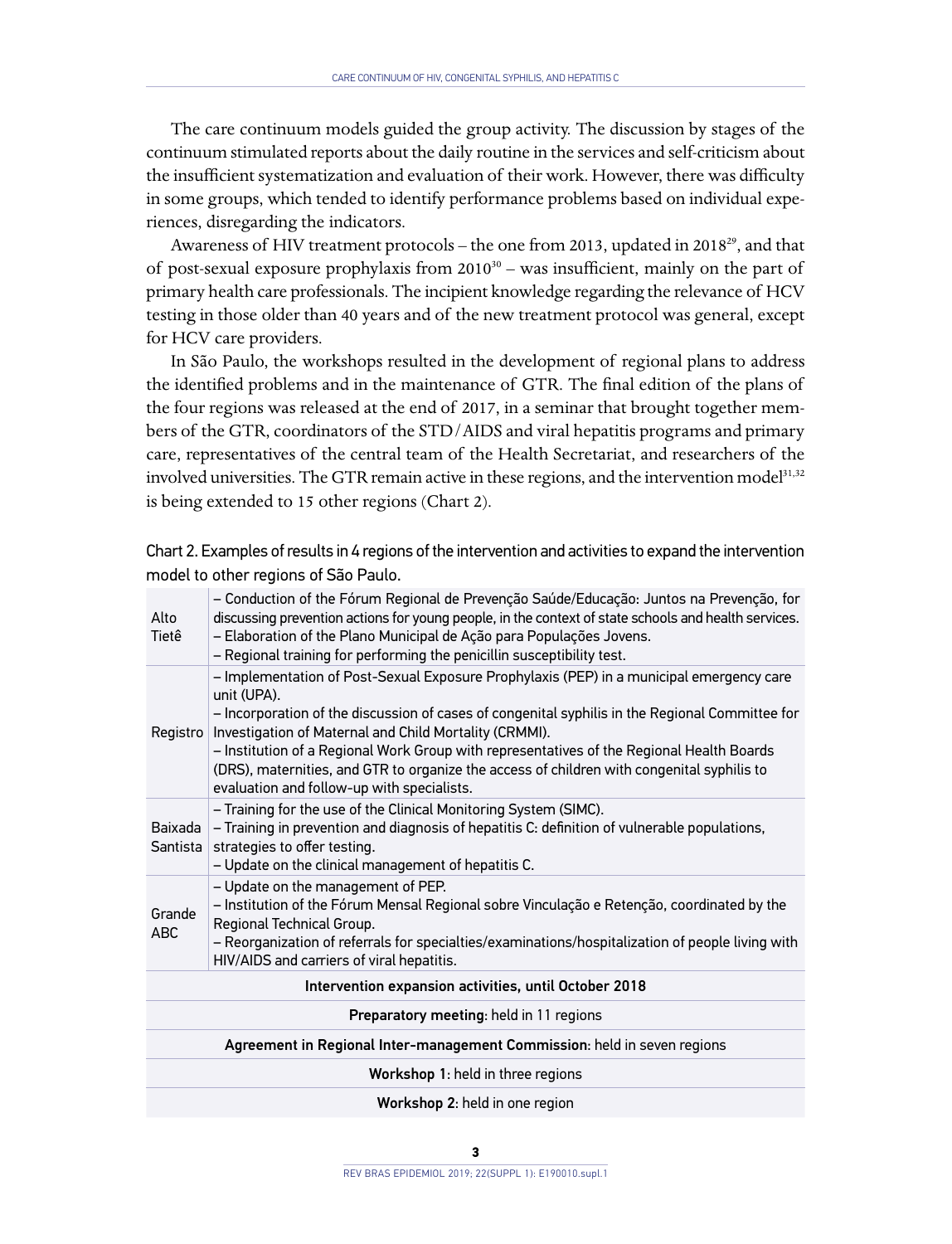The care continuum models guided the group activity. The discussion by stages of the continuum stimulated reports about the daily routine in the services and self-criticism about the insufficient systematization and evaluation of their work. However, there was difficulty in some groups, which tended to identify performance problems based on individual experiences, disregarding the indicators.

Awareness of HIV treatment protocols – the one from 2013, updated in 2018[29], and that of post-sexual exposure prophylaxis from 2010[30] – was insufficient, mainly on the part of primary health care professionals. The incipient knowledge regarding the relevance of HCV testing in those older than 40 years and of the new treatment protocol was general, except for HCV care providers.

In São Paulo, the workshops resulted in the development of regional plans to address the identified problems and in the maintenance of GTR. The final edition of the plans of the four regions was released at the end of 2017, in a seminar that brought together members of the GTR, coordinators of the STD/AIDS and viral hepatitis programs and primary care, representatives of the central team of the Health Secretariat, and researchers of the involved universities. The GTR remain active in these regions, and the intervention model[31,32] is being extended to 15 other regions (Chart 2).

Chart 2. Examples of results in 4 regions of the intervention and activities to expand the intervention model to other regions of São Paulo.

| | |
|---|---|
| Alto Tietê | – Conduction of the Fórum Regional de Prevenção Saúde/Educação: Juntos na Prevenção, for discussing prevention actions for young people, in the context of state schools and health services.<br>– Elaboration of the Plano Municipal de Ação para Populações Jovens.<br>– Regional training for performing the penicillin susceptibility test. |
| Registro | – Implementation of Post-Sexual Exposure Prophylaxis (PEP) in a municipal emergency care unit (UPA).<br>– Incorporation of the discussion of cases of congenital syphilis in the Regional Committee for Investigation of Maternal and Child Mortality (CRMMI).<br>– Institution of a Regional Work Group with representatives of the Regional Health Boards (DRS), maternities, and GTR to organize the access of children with congenital syphilis to evaluation and follow-up with specialists. |
| Baixada Santista | – Training for the use of the Clinical Monitoring System (SIMC).<br>– Training in prevention and diagnosis of hepatitis C: definition of vulnerable populations, strategies to offer testing.<br>– Update on the clinical management of hepatitis C. |
| Grande ABC | – Update on the management of PEP.<br>– Institution of the Fórum Mensal Regional sobre Vinculação e Retenção, coordinated by the Regional Technical Group.<br>– Reorganization of referrals for specialties/examinations/hospitalization of people living with HIV/AIDS and carriers of viral hepatitis. |
| **Intervention expansion activities, until October 2018** | |
| **Preparatory meeting**: held in 11 regions | |
| **Agreement in Regional Inter-management Commission**: held in seven regions | |
| **Workshop 1**: held in three regions | |
| **Workshop 2**: held in one region | |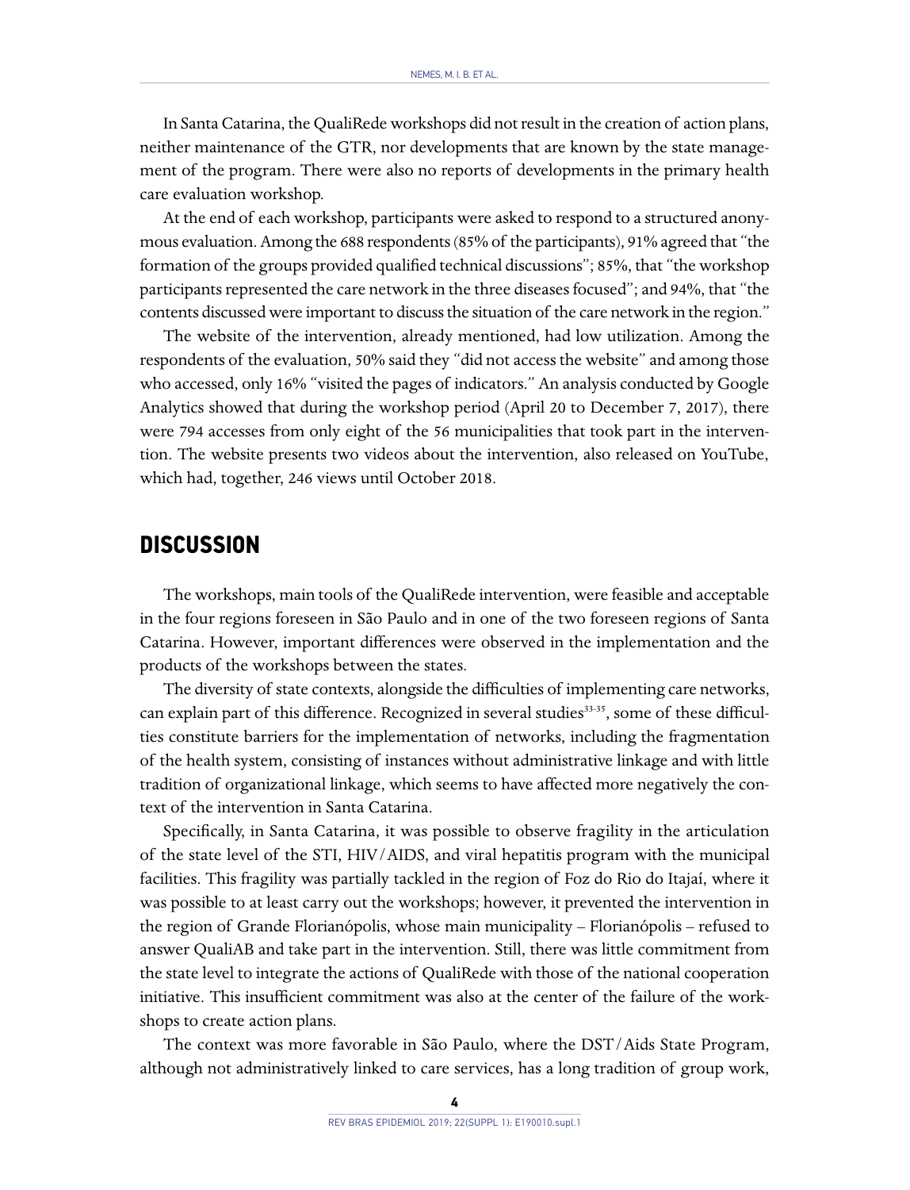In Santa Catarina, the QualiRede workshops did not result in the creation of action plans, neither maintenance of the GTR, nor developments that are known by the state management of the program. There were also no reports of developments in the primary health care evaluation workshop.

At the end of each workshop, participants were asked to respond to a structured anonymous evaluation. Among the 688 respondents (85% of the participants), 91% agreed that "the formation of the groups provided qualified technical discussions"; 85%, that "the workshop participants represented the care network in the three diseases focused"; and 94%, that "the contents discussed were important to discuss the situation of the care network in the region."

The website of the intervention, already mentioned, had low utilization. Among the respondents of the evaluation, 50% said they "did not access the website" and among those who accessed, only 16% "visited the pages of indicators." An analysis conducted by Google Analytics showed that during the workshop period (April 20 to December 7, 2017), there were 794 accesses from only eight of the 56 municipalities that took part in the intervention. The website presents two videos about the intervention, also released on YouTube, which had, together, 246 views until October 2018.

## DISCUSSION

The workshops, main tools of the QualiRede intervention, were feasible and acceptable in the four regions foreseen in São Paulo and in one of the two foreseen regions of Santa Catarina. However, important differences were observed in the implementation and the products of the workshops between the states.

The diversity of state contexts, alongside the difficulties of implementing care networks, can explain part of this difference. Recognized in several studies[33-35], some of these difficulties constitute barriers for the implementation of networks, including the fragmentation of the health system, consisting of instances without administrative linkage and with little tradition of organizational linkage, which seems to have affected more negatively the context of the intervention in Santa Catarina.

Specifically, in Santa Catarina, it was possible to observe fragility in the articulation of the state level of the STI, HIV/AIDS, and viral hepatitis program with the municipal facilities. This fragility was partially tackled in the region of Foz do Rio do Itajaí, where it was possible to at least carry out the workshops; however, it prevented the intervention in the region of Grande Florianópolis, whose main municipality – Florianópolis – refused to answer QualiAB and take part in the intervention. Still, there was little commitment from the state level to integrate the actions of QualiRede with those of the national cooperation initiative. This insufficient commitment was also at the center of the failure of the workshops to create action plans.

The context was more favorable in São Paulo, where the DST/Aids State Program, although not administratively linked to care services, has a long tradition of group work,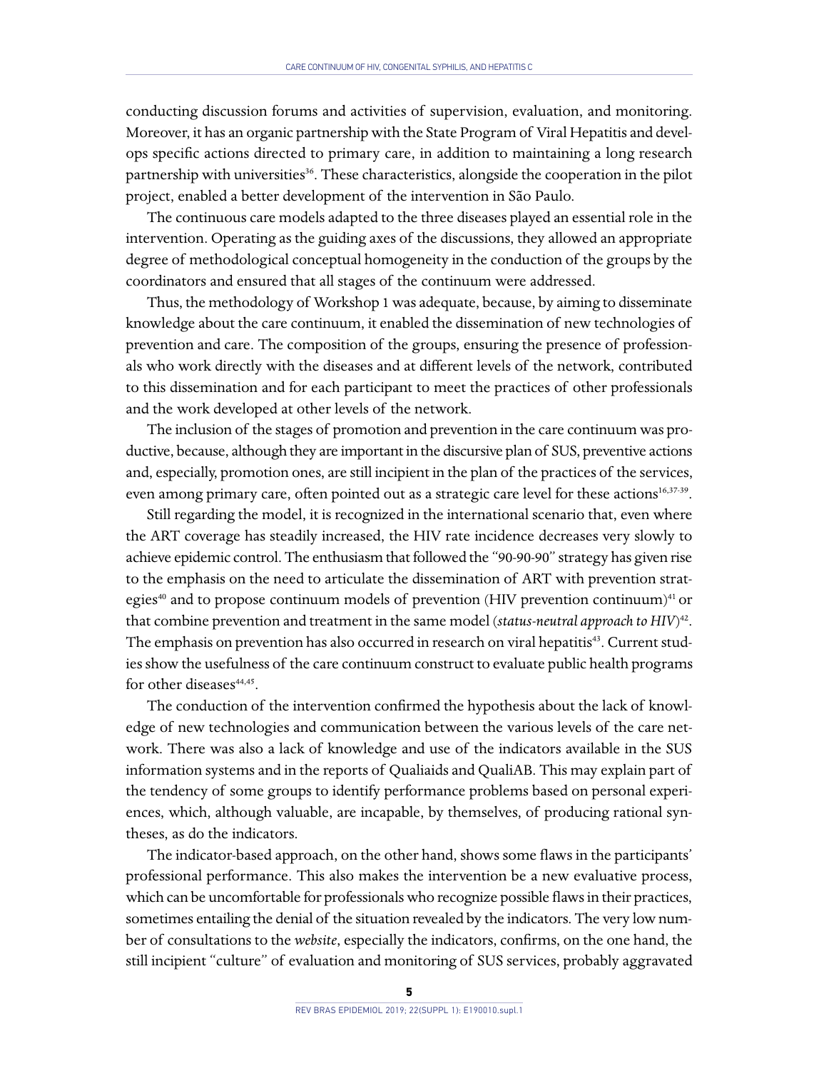conducting discussion forums and activities of supervision, evaluation, and monitoring. Moreover, it has an organic partnership with the State Program of Viral Hepatitis and develops specific actions directed to primary care, in addition to maintaining a long research partnership with universities[36]. These characteristics, alongside the cooperation in the pilot project, enabled a better development of the intervention in São Paulo.

The continuous care models adapted to the three diseases played an essential role in the intervention. Operating as the guiding axes of the discussions, they allowed an appropriate degree of methodological conceptual homogeneity in the conduction of the groups by the coordinators and ensured that all stages of the continuum were addressed.

Thus, the methodology of Workshop 1 was adequate, because, by aiming to disseminate knowledge about the care continuum, it enabled the dissemination of new technologies of prevention and care. The composition of the groups, ensuring the presence of professionals who work directly with the diseases and at different levels of the network, contributed to this dissemination and for each participant to meet the practices of other professionals and the work developed at other levels of the network.

The inclusion of the stages of promotion and prevention in the care continuum was productive, because, although they are important in the discursive plan of SUS, preventive actions and, especially, promotion ones, are still incipient in the plan of the practices of the services, even among primary care, often pointed out as a strategic care level for these actions[16,37-39].

Still regarding the model, it is recognized in the international scenario that, even where the ART coverage has steadily increased, the HIV rate incidence decreases very slowly to achieve epidemic control. The enthusiasm that followed the "90-90-90" strategy has given rise to the emphasis on the need to articulate the dissemination of ART with prevention strategies[40] and to propose continuum models of prevention (HIV prevention continuum)[41] or that combine prevention and treatment in the same model (*status-neutral approach to HIV*)[42]. The emphasis on prevention has also occurred in research on viral hepatitis[43]. Current studies show the usefulness of the care continuum construct to evaluate public health programs for other diseases[44,45].

The conduction of the intervention confirmed the hypothesis about the lack of knowledge of new technologies and communication between the various levels of the care network. There was also a lack of knowledge and use of the indicators available in the SUS information systems and in the reports of Qualiaids and QualiAB. This may explain part of the tendency of some groups to identify performance problems based on personal experiences, which, although valuable, are incapable, by themselves, of producing rational syntheses, as do the indicators.

The indicator-based approach, on the other hand, shows some flaws in the participants' professional performance. This also makes the intervention be a new evaluative process, which can be uncomfortable for professionals who recognize possible flaws in their practices, sometimes entailing the denial of the situation revealed by the indicators. The very low number of consultations to the *website*, especially the indicators, confirms, on the one hand, the still incipient "culture" of evaluation and monitoring of SUS services, probably aggravated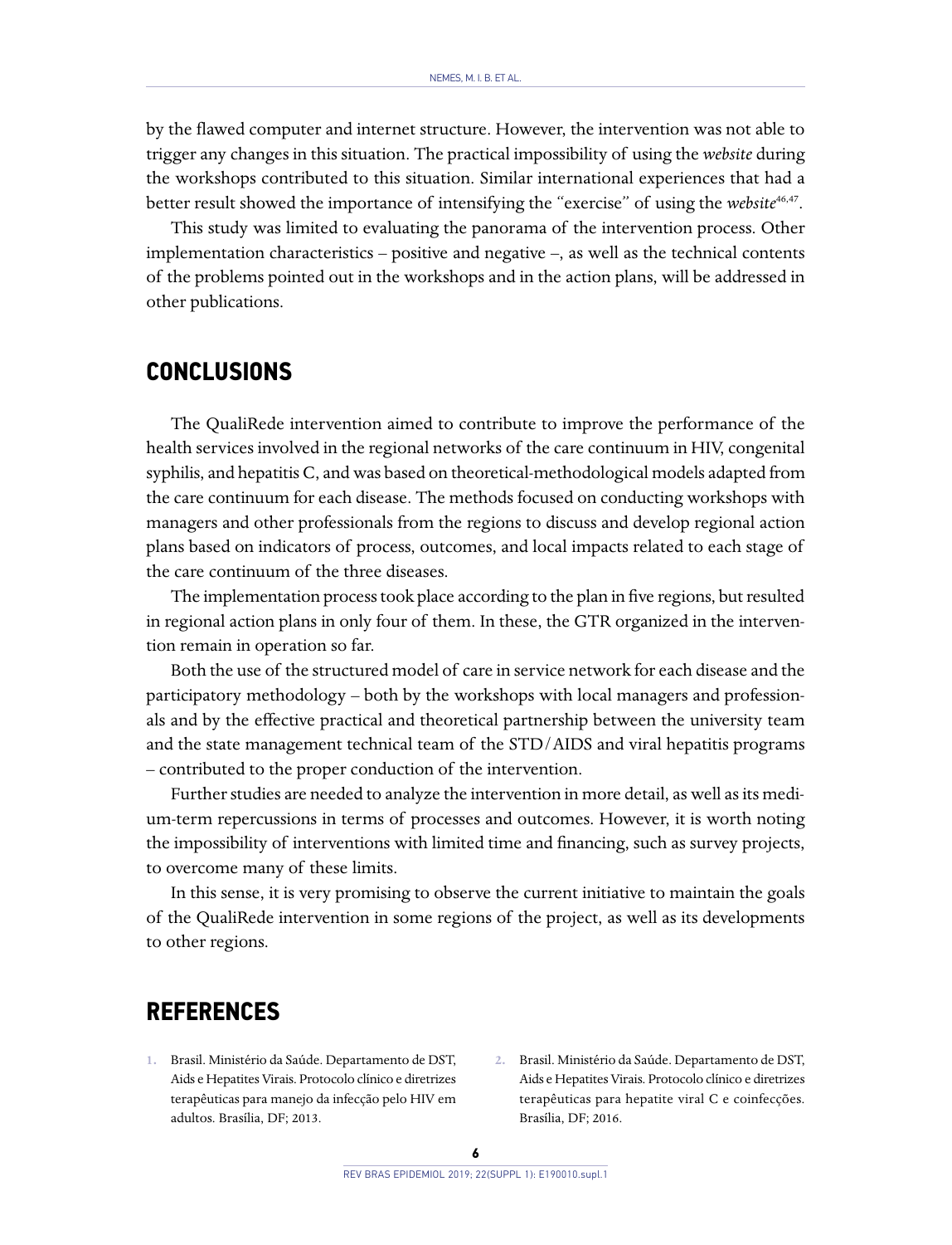by the flawed computer and internet structure. However, the intervention was not able to trigger any changes in this situation. The practical impossibility of using the *website* during the workshops contributed to this situation. Similar international experiences that had a better result showed the importance of intensifying the "exercise" of using the *website*[46,47].

This study was limited to evaluating the panorama of the intervention process. Other implementation characteristics – positive and negative –, as well as the technical contents of the problems pointed out in the workshops and in the action plans, will be addressed in other publications.

## CONCLUSIONS

The QualiRede intervention aimed to contribute to improve the performance of the health services involved in the regional networks of the care continuum in HIV, congenital syphilis, and hepatitis C, and was based on theoretical-methodological models adapted from the care continuum for each disease. The methods focused on conducting workshops with managers and other professionals from the regions to discuss and develop regional action plans based on indicators of process, outcomes, and local impacts related to each stage of the care continuum of the three diseases.

The implementation process took place according to the plan in five regions, but resulted in regional action plans in only four of them. In these, the GTR organized in the intervention remain in operation so far.

Both the use of the structured model of care in service network for each disease and the participatory methodology – both by the workshops with local managers and professionals and by the effective practical and theoretical partnership between the university team and the state management technical team of the STD/AIDS and viral hepatitis programs – contributed to the proper conduction of the intervention.

Further studies are needed to analyze the intervention in more detail, as well as its medium-term repercussions in terms of processes and outcomes. However, it is worth noting the impossibility of interventions with limited time and financing, such as survey projects, to overcome many of these limits.

In this sense, it is very promising to observe the current initiative to maintain the goals of the QualiRede intervention in some regions of the project, as well as its developments to other regions.

## REFERENCES

1. Brasil. Ministério da Saúde. Departamento de DST, Aids e Hepatites Virais. Protocolo clínico e diretrizes terapêuticas para manejo da infecção pelo HIV em adultos. Brasília, DF; 2013.
2. Brasil. Ministério da Saúde. Departamento de DST, Aids e Hepatites Virais. Protocolo clínico e diretrizes terapêuticas para hepatite viral C e coinfecções. Brasília, DF; 2016.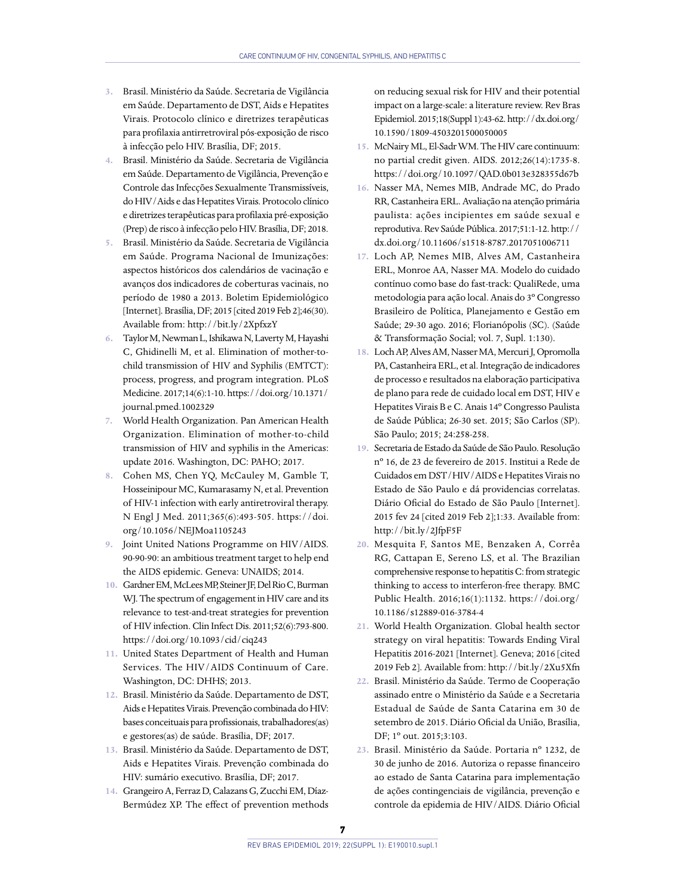3. Brasil. Ministério da Saúde. Secretaria de Vigilância em Saúde. Departamento de DST, Aids e Hepatites Virais. Protocolo clínico e diretrizes terapêuticas para profilaxia antirretroviral pós-exposição de risco à infecção pelo HIV. Brasília, DF; 2015.
4. Brasil. Ministério da Saúde. Secretaria de Vigilância em Saúde. Departamento de Vigilância, Prevenção e Controle das Infecções Sexualmente Transmissíveis, do HIV/Aids e das Hepatites Virais. Protocolo clínico e diretrizes terapêuticas para profilaxia pré-exposição (Prep) de risco à infecção pelo HIV. Brasília, DF; 2018.
5. Brasil. Ministério da Saúde. Secretaria de Vigilância em Saúde. Programa Nacional de Imunizações: aspectos históricos dos calendários de vacinação e avanços dos indicadores de coberturas vacinais, no período de 1980 a 2013. Boletim Epidemiológico [Internet]. Brasília, DF; 2015 [cited 2019 Feb 2];46(30). Available from: http://bit.ly/2XpfxzY
6. Taylor M, Newman L, Ishikawa N, Laverty M, Hayashi C, Ghidinelli M, et al. Elimination of mother-to-child transmission of HIV and Syphilis (EMTCT): process, progress, and program integration. PLoS Medicine. 2017;14(6):1-10. https://doi.org/10.1371/journal.pmed.1002329
7. World Health Organization. Pan American Health Organization. Elimination of mother-to-child transmission of HIV and syphilis in the Americas: update 2016. Washington, DC: PAHO; 2017.
8. Cohen MS, Chen YQ, McCauley M, Gamble T, Hosseinipour MC, Kumarasamy N, et al. Prevention of HIV-1 infection with early antiretroviral therapy. N Engl J Med. 2011;365(6):493-505. https://doi.org/10.1056/NEJMoa1105243
9. Joint United Nations Programme on HIV/AIDS. 90-90-90: an ambitious treatment target to help end the AIDS epidemic. Geneva: UNAIDS; 2014.
10. Gardner EM, McLees MP, Steiner JF, Del Rio C, Burman WJ. The spectrum of engagement in HIV care and its relevance to test-and-treat strategies for prevention of HIV infection. Clin Infect Dis. 2011;52(6):793-800. https://doi.org/10.1093/cid/ciq243
11. United States Department of Health and Human Services. The HIV/AIDS Continuum of Care. Washington, DC: DHHS; 2013.
12. Brasil. Ministério da Saúde. Departamento de DST, Aids e Hepatites Virais. Prevenção combinada do HIV: bases conceituais para profissionais, trabalhadores(as) e gestores(as) de saúde. Brasília, DF; 2017.
13. Brasil. Ministério da Saúde. Departamento de DST, Aids e Hepatites Virais. Prevenção combinada do HIV: sumário executivo. Brasília, DF; 2017.
14. Grangeiro A, Ferraz D, Calazans G, Zucchi EM, Díaz-Bermúdez XP. The effect of prevention methods on reducing sexual risk for HIV and their potential impact on a large-scale: a literature review. Rev Bras Epidemiol. 2015;18(Suppl 1):43-62. http://dx.doi.org/10.1590/1809-4503201500050005
15. McNairy ML, El-Sadr WM. The HIV care continuum: no partial credit given. AIDS. 2012;26(14):1735-8. https://doi.org/10.1097/QAD.0b013e328355d67b
16. Nasser MA, Nemes MIB, Andrade MC, do Prado RR, Castanheira ERL. Avaliação na atenção primária paulista: ações incipientes em saúde sexual e reprodutiva. Rev Saúde Pública. 2017;51:1-12. http://dx.doi.org/10.11606/s1518-8787.2017051006711
17. Loch AP, Nemes MIB, Alves AM, Castanheira ERL, Monroe AA, Nasser MA. Modelo do cuidado contínuo como base do fast-track: QualiRede, uma metodologia para ação local. Anais do 3º Congresso Brasileiro de Política, Planejamento e Gestão em Saúde; 29-30 ago. 2016; Florianópolis (SC). (Saúde & Transformação Social; vol. 7, Supl. 1:130).
18. Loch AP, Alves AM, Nasser MA, Mercuri J, Opromolla PA, Castanheira ERL, et al. Integração de indicadores de processo e resultados na elaboração participativa de plano para rede de cuidado local em DST, HIV e Hepatites Virais B e C. Anais 14º Congresso Paulista de Saúde Pública; 26-30 set. 2015; São Carlos (SP). São Paulo; 2015; 24:258-258.
19. Secretaria de Estado da Saúde de São Paulo. Resolução nº 16, de 23 de fevereiro de 2015. Institui a Rede de Cuidados em DST/HIV/AIDS e Hepatites Virais no Estado de São Paulo e dá providencias correlatas. Diário Oficial do Estado de São Paulo [Internet]. 2015 fev 24 [cited 2019 Feb 2];1:33. Available from: http://bit.ly/2JfpF5F
20. Mesquita F, Santos ME, Benzaken A, Corrêa RG, Cattapan E, Sereno LS, et al. The Brazilian comprehensive response to hepatitis C: from strategic thinking to access to interferon-free therapy. BMC Public Health. 2016;16(1):1132. https://doi.org/10.1186/s12889-016-3784-4
21. World Health Organization. Global health sector strategy on viral hepatitis: Towards Ending Viral Hepatitis 2016-2021 [Internet]. Geneva; 2016 [cited 2019 Feb 2]. Available from: http://bit.ly/2Xu5Xfn
22. Brasil. Ministério da Saúde. Termo de Cooperação assinado entre o Ministério da Saúde e a Secretaria Estadual de Saúde de Santa Catarina em 30 de setembro de 2015. Diário Oficial da União, Brasília, DF; 1º out. 2015;3:103.
23. Brasil. Ministério da Saúde. Portaria nº 1232, de 30 de junho de 2016. Autoriza o repasse financeiro ao estado de Santa Catarina para implementação de ações contingenciais de vigilância, prevenção e controle da epidemia de HIV/AIDS. Diário Oficial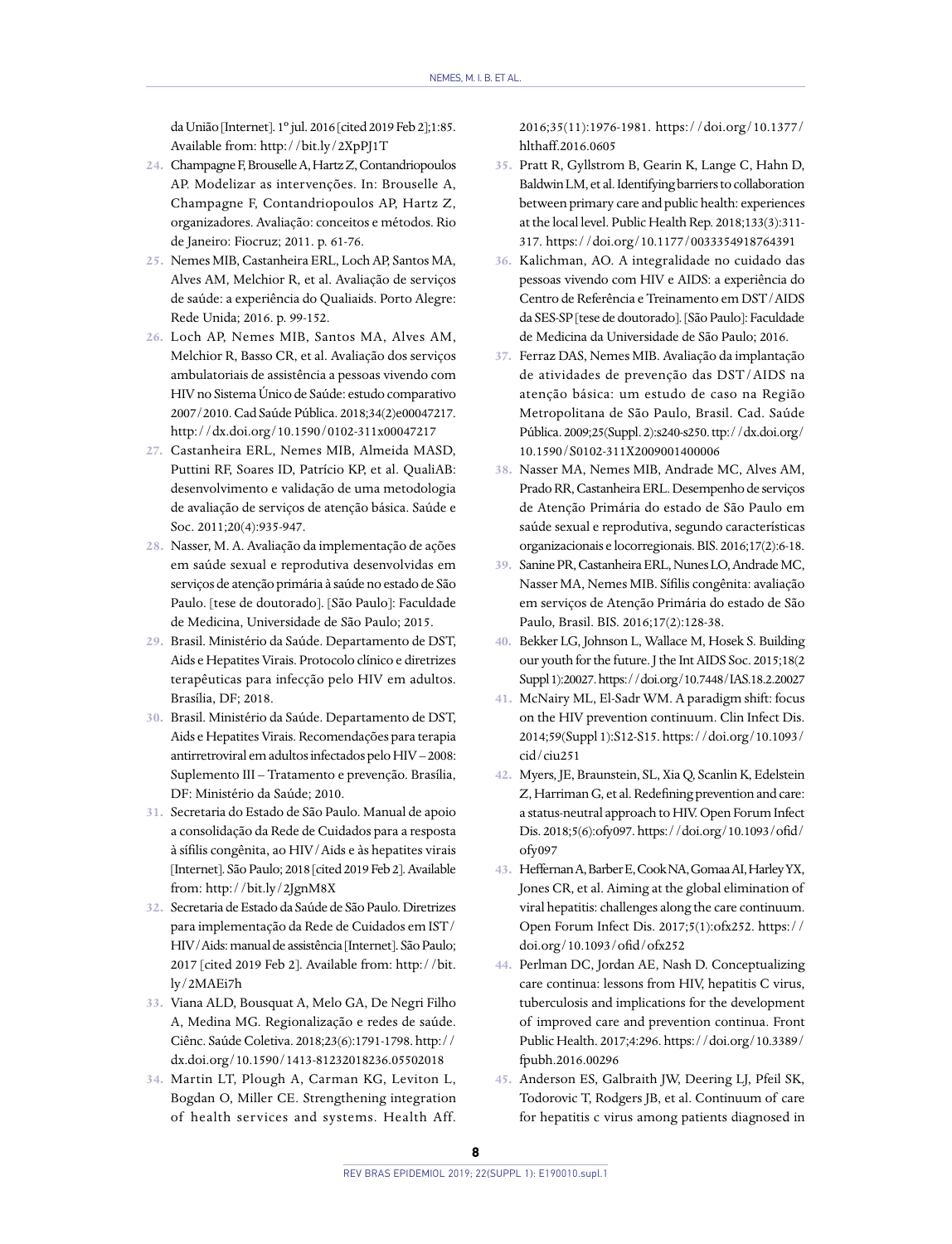da União [Internet]. 1º jul. 2016 [cited 2019 Feb 2];1:85. Available from: http://bit.ly/2XpPJ1T

24. Champagne F, Brouselle A, Hartz Z, Contandriopoulos AP. Modelizar as intervenções. In: Brouselle A, Champagne F, Contandriopoulos AP, Hartz Z, organizadores. Avaliação: conceitos e métodos. Rio de Janeiro: Fiocruz; 2011. p. 61-76.

25. Nemes MIB, Castanheira ERL, Loch AP, Santos MA, Alves AM, Melchior R, et al. Avaliação de serviços de saúde: a experiência do Qualiaids. Porto Alegre: Rede Unida; 2016. p. 99-152.

26. Loch AP, Nemes MIB, Santos MA, Alves AM, Melchior R, Basso CR, et al. Avaliação dos serviços ambulatoriais de assistência a pessoas vivendo com HIV no Sistema Único de Saúde: estudo comparativo 2007/2010. Cad Saúde Pública. 2018;34(2)e00047217. http://dx.doi.org/10.1590/0102-311x00047217

27. Castanheira ERL, Nemes MIB, Almeida MASD, Puttini RF, Soares ID, Patrício KP, et al. QualiAB: desenvolvimento e validação de uma metodologia de avaliação de serviços de atenção básica. Saúde e Soc. 2011;20(4):935-947.

28. Nasser, M. A. Avaliação da implementação de ações em saúde sexual e reprodutiva desenvolvidas em serviços de atenção primária à saúde no estado de São Paulo. [tese de doutorado]. [São Paulo]: Faculdade de Medicina, Universidade de São Paulo; 2015.

29. Brasil. Ministério da Saúde. Departamento de DST, Aids e Hepatites Virais. Protocolo clínico e diretrizes terapêuticas para infecção pelo HIV em adultos. Brasília, DF; 2018.

30. Brasil. Ministério da Saúde. Departamento de DST, Aids e Hepatites Virais. Recomendações para terapia antirretroviral em adultos infectados pelo HIV – 2008: Suplemento III – Tratamento e prevenção. Brasília, DF: Ministério da Saúde; 2010.

31. Secretaria do Estado de São Paulo. Manual de apoio a consolidação da Rede de Cuidados para a resposta à sífilis congênita, ao HIV/Aids e às hepatites virais [Internet]. São Paulo; 2018 [cited 2019 Feb 2]. Available from: http://bit.ly/2JgnM8X

32. Secretaria de Estado da Saúde de São Paulo. Diretrizes para implementação da Rede de Cuidados em IST/HIV/Aids: manual de assistência [Internet]. São Paulo; 2017 [cited 2019 Feb 2]. Available from: http://bit.ly/2MAEi7h

33. Viana ALD, Bousquat A, Melo GA, De Negri Filho A, Medina MG. Regionalização e redes de saúde. Ciênc. Saúde Coletiva. 2018;23(6):1791-1798. http://dx.doi.org/10.1590/1413-81232018236.05502018

34. Martin LT, Plough A, Carman KG, Leviton L, Bogdan O, Miller CE. Strengthening integration of health services and systems. Health Aff. 2016;35(11):1976-1981. https://doi.org/10.1377/hlthaff.2016.0605

35. Pratt R, Gyllstrom B, Gearin K, Lange C, Hahn D, Baldwin LM, et al. Identifying barriers to collaboration between primary care and public health: experiences at the local level. Public Health Rep. 2018;133(3):311-317. https://doi.org/10.1177/0033354918764391

36. Kalichman, AO. A integralidade no cuidado das pessoas vivendo com HIV e AIDS: a experiência do Centro de Referência e Treinamento em DST/AIDS da SES-SP [tese de doutorado]. [São Paulo]: Faculdade de Medicina da Universidade de São Paulo; 2016.

37. Ferraz DAS, Nemes MIB. Avaliação da implantação de atividades de prevenção das DST/AIDS na atenção básica: um estudo de caso na Região Metropolitana de São Paulo, Brasil. Cad. Saúde Pública. 2009;25(Suppl. 2):s240-s250. ttp://dx.doi.org/10.1590/S0102-311X2009001400006

38. Nasser MA, Nemes MIB, Andrade MC, Alves AM, Prado RR, Castanheira ERL. Desempenho de serviços de Atenção Primária do estado de São Paulo em saúde sexual e reprodutiva, segundo características organizacionais e locorregionais. BIS. 2016;17(2):6-18.

39. Sanine PR, Castanheira ERL, Nunes LO, Andrade MC, Nasser MA, Nemes MIB. Sífilis congênita: avaliação em serviços de Atenção Primária do estado de São Paulo, Brasil. BIS. 2016;17(2):128-38.

40. Bekker LG, Johnson L, Wallace M, Hosek S. Building our youth for the future. J the Int AIDS Soc. 2015;18(2 Suppl 1):20027. https://doi.org/10.7448/IAS.18.2.20027

41. McNairy ML, El-Sadr WM. A paradigm shift: focus on the HIV prevention continuum. Clin Infect Dis. 2014;59(Suppl 1):S12-S15. https://doi.org/10.1093/cid/ciu251

42. Myers, JE, Braunstein, SL, Xia Q, Scanlin K, Edelstein Z, Harriman G, et al. Redefining prevention and care: a status-neutral approach to HIV. Open Forum Infect Dis. 2018;5(6):ofy097. https://doi.org/10.1093/ofid/ofy097

43. Heffernan A, Barber E, Cook NA, Gomaa AI, Harley YX, Jones CR, et al. Aiming at the global elimination of viral hepatitis: challenges along the care continuum. Open Forum Infect Dis. 2017;5(1):ofx252. https://doi.org/10.1093/ofid/ofx252

44. Perlman DC, Jordan AE, Nash D. Conceptualizing care continua: lessons from HIV, hepatitis C virus, tuberculosis and implications for the development of improved care and prevention continua. Front Public Health. 2017;4:296. https://doi.org/10.3389/fpubh.2016.00296

45. Anderson ES, Galbraith JW, Deering LJ, Pfeil SK, Todorovic T, Rodgers JB, et al. Continuum of care for hepatitis c virus among patients diagnosed in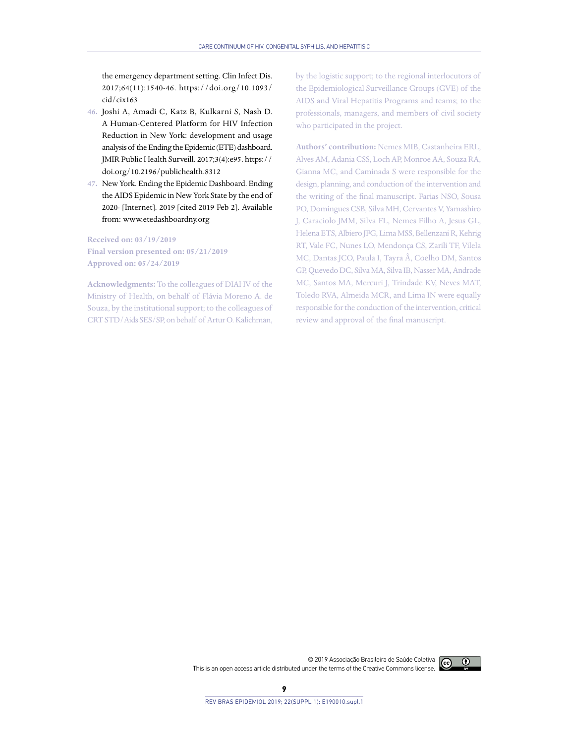the emergency department setting. Clin Infect Dis. 2017;64(11):1540-46. https://doi.org/10.1093/cid/cix163

46. Joshi A, Amadi C, Katz B, Kulkarni S, Nash D. A Human-Centered Platform for HIV Infection Reduction in New York: development and usage analysis of the Ending the Epidemic (ETE) dashboard. JMIR Public Health Surveill. 2017;3(4):e95. https://doi.org/10.2196/publichealth.8312

47. New York. Ending the Epidemic Dashboard. Ending the AIDS Epidemic in New York State by the end of 2020- [Internet]. 2019 [cited 2019 Feb 2]. Available from: www.etedashboardny.org

**Received on: 03/19/2019**
**Final version presented on: 05/21/2019**
**Approved on: 05/24/2019**

**Acknowledgments:** To the colleagues of DIAHV of the Ministry of Health, on behalf of Flávia Moreno A. de Souza, by the institutional support; to the colleagues of CRT STD/Aids SES/SP, on behalf of Artur O. Kalichman, by the logistic support; to the regional interlocutors of the Epidemiological Surveillance Groups (GVE) of the AIDS and Viral Hepatitis Programs and teams; to the professionals, managers, and members of civil society who participated in the project.

**Authors' contribution:** Nemes MIB, Castanheira ERL, Alves AM, Adania CSS, Loch AP, Monroe AA, Souza RA, Gianna MC, and Caminada S were responsible for the design, planning, and conduction of the intervention and the writing of the final manuscript. Farias NSO, Sousa PO, Domingues CSB, Silva MH, Cervantes V, Yamashiro J, Caraciolo JMM, Silva FL, Nemes Filho A, Jesus GL, Helena ETS, Albiero JFG, Lima MSS, Bellenzani R, Kehrig RT, Vale FC, Nunes LO, Mendonça CS, Zarili TF, Vilela MC, Dantas JCO, Paula I, Tayra Â, Coelho DM, Santos GP, Quevedo DC, Silva MA, Silva IB, Nasser MA, Andrade MC, Santos MA, Mercuri J, Trindade KV, Neves MAT, Toledo RVA, Almeida MCR, and Lima IN were equally responsible for the conduction of the intervention, critical review and approval of the final manuscript.

© 2019 Associação Brasileira de Saúde Coletiva
This is an open access article distributed under the terms of the Creative Commons license.